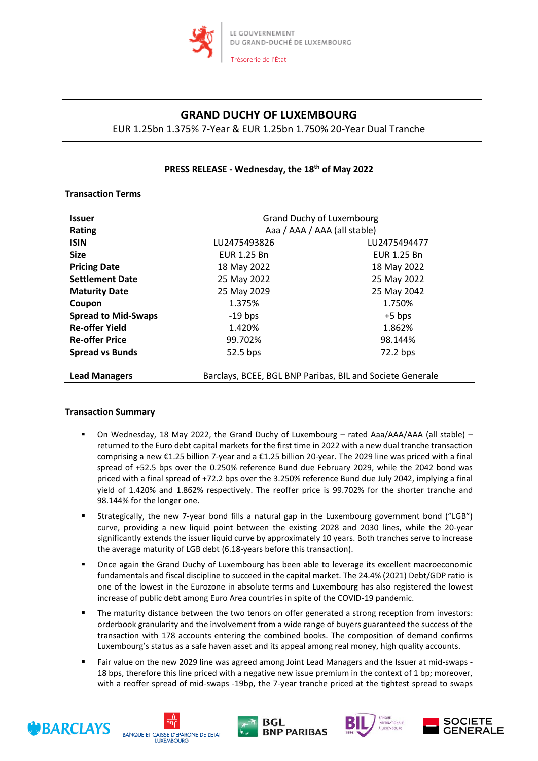LE GOUVERNEMENT
DU GRAND-DUCHÉ DE LUXEMBOURG

Trésorerie de l'État

# GRAND DUCHY OF LUXEMBOURG

EUR 1.25bn 1.375% 7-Year & EUR 1.25bn 1.750% 20-Year Dual Tranche

**PRESS RELEASE - Wednesday, the 18th of May 2022**

## Transaction Terms

| | | |
|---|---|---|
| **Issuer** | Grand Duchy of Luxembourg | |
| **Rating** | Aaa / AAA / AAA (all stable) | |
| **ISIN** | LU2475493826 | LU2475494477 |
| **Size** | EUR 1.25 Bn | EUR 1.25 Bn |
| **Pricing Date** | 18 May 2022 | 18 May 2022 |
| **Settlement Date** | 25 May 2022 | 25 May 2022 |
| **Maturity Date** | 25 May 2029 | 25 May 2042 |
| **Coupon** | 1.375% | 1.750% |
| **Spread to Mid-Swaps** | -19 bps | +5 bps |
| **Re-offer Yield** | 1.420% | 1.862% |
| **Re-offer Price** | 99.702% | 98.144% |
| **Spread vs Bunds** | 52.5 bps | 72.2 bps |
| **Lead Managers** | Barclays, BCEE, BGL BNP Paribas, BIL and Societe Generale | |

## Transaction Summary

- On Wednesday, 18 May 2022, the Grand Duchy of Luxembourg – rated Aaa/AAA/AAA (all stable) – returned to the Euro debt capital markets for the first time in 2022 with a new dual tranche transaction comprising a new €1.25 billion 7-year and a €1.25 billion 20-year. The 2029 line was priced with a final spread of +52.5 bps over the 0.250% reference Bund due February 2029, while the 2042 bond was priced with a final spread of +72.2 bps over the 3.250% reference Bund due July 2042, implying a final yield of 1.420% and 1.862% respectively. The reoffer price is 99.702% for the shorter tranche and 98.144% for the longer one.
- Strategically, the new 7-year bond fills a natural gap in the Luxembourg government bond ("LGB") curve, providing a new liquid point between the existing 2028 and 2030 lines, while the 20-year significantly extends the issuer liquid curve by approximately 10 years. Both tranches serve to increase the average maturity of LGB debt (6.18-years before this transaction).
- Once again the Grand Duchy of Luxembourg has been able to leverage its excellent macroeconomic fundamentals and fiscal discipline to succeed in the capital market. The 24.4% (2021) Debt/GDP ratio is one of the lowest in the Eurozone in absolute terms and Luxembourg has also registered the lowest increase of public debt among Euro Area countries in spite of the COVID-19 pandemic.
- The maturity distance between the two tenors on offer generated a strong reception from investors: orderbook granularity and the involvement from a wide range of buyers guaranteed the success of the transaction with 178 accounts entering the combined books. The composition of demand confirms Luxembourg's status as a safe haven asset and its appeal among real money, high quality accounts.
- Fair value on the new 2029 line was agreed among Joint Lead Managers and the Issuer at mid-swaps -18 bps, therefore this line priced with a negative new issue premium in the context of 1 bp; moreover, with a reoffer spread of mid-swaps -19bp, the 7-year tranche priced at the tightest spread to swaps

BARCLAYS | BANQUE ET CAISSE D'EPARGNE DE L'ETAT LUXEMBOURG | BGL BNP PARIBAS | BIL BANQUE INTERNATIONALE À LUXEMBOURG | SOCIETE GENERALE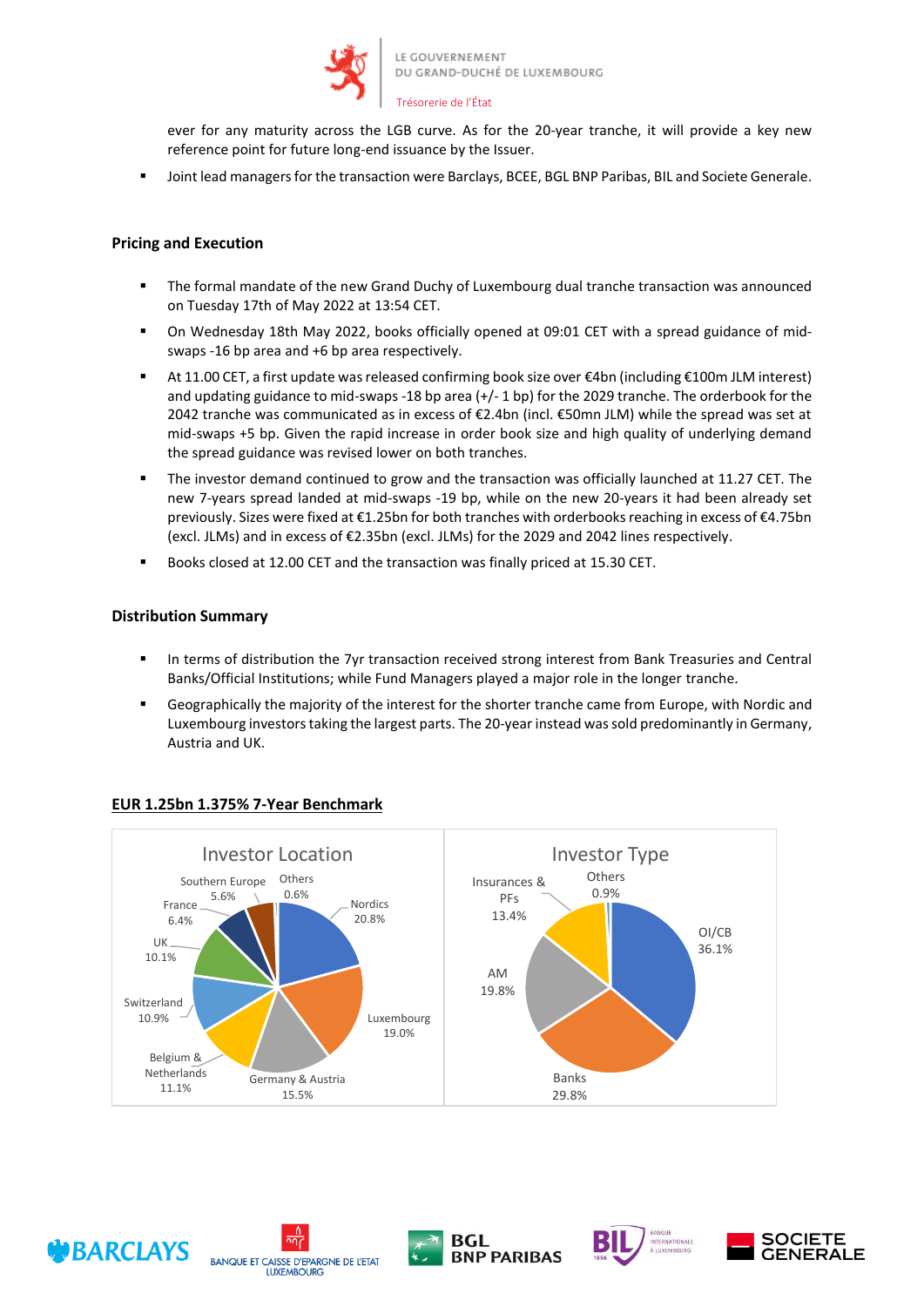ever for any maturity across the LGB curve. As for the 20-year tranche, it will provide a key new reference point for future long-end issuance by the Issuer.

- Joint lead managers for the transaction were Barclays, BCEE, BGL BNP Paribas, BIL and Societe Generale.

## Pricing and Execution

- The formal mandate of the new Grand Duchy of Luxembourg dual tranche transaction was announced on Tuesday 17th of May 2022 at 13:54 CET.
- On Wednesday 18th May 2022, books officially opened at 09:01 CET with a spread guidance of mid-swaps -16 bp area and +6 bp area respectively.
- At 11.00 CET, a first update was released confirming book size over €4bn (including €100m JLM interest) and updating guidance to mid-swaps -18 bp area (+/- 1 bp) for the 2029 tranche. The orderbook for the 2042 tranche was communicated as in excess of €2.4bn (incl. €50mn JLM) while the spread was set at mid-swaps +5 bp. Given the rapid increase in order book size and high quality of underlying demand the spread guidance was revised lower on both tranches.
- The investor demand continued to grow and the transaction was officially launched at 11.27 CET. The new 7-years spread landed at mid-swaps -19 bp, while on the new 20-years it had been already set previously. Sizes were fixed at €1.25bn for both tranches with orderbooks reaching in excess of €4.75bn (excl. JLMs) and in excess of €2.35bn (excl. JLMs) for the 2029 and 2042 lines respectively.
- Books closed at 12.00 CET and the transaction was finally priced at 15.30 CET.

## Distribution Summary

- In terms of distribution the 7yr transaction received strong interest from Bank Treasuries and Central Banks/Official Institutions; while Fund Managers played a major role in the longer tranche.
- Geographically the majority of the interest for the shorter tranche came from Europe, with Nordic and Luxembourg investors taking the largest parts. The 20-year instead was sold predominantly in Germany, Austria and UK.

## EUR 1.25bn 1.375% 7-Year Benchmark

**Investor Location**

| Location | Share |
|---|---|
| Nordics | 20.8% |
| Luxembourg | 19.0% |
| Germany & Austria | 15.5% |
| Belgium & Netherlands | 11.1% |
| Switzerland | 10.9% |
| UK | 10.1% |
| France | 6.4% |
| Southern Europe | 5.6% |
| Others | 0.6% |

**Investor Type**

| Type | Share |
|---|---|
| OI/CB | 36.1% |
| Banks | 29.8% |
| AM | 19.8% |
| Insurances & PFs | 13.4% |
| Others | 0.9% |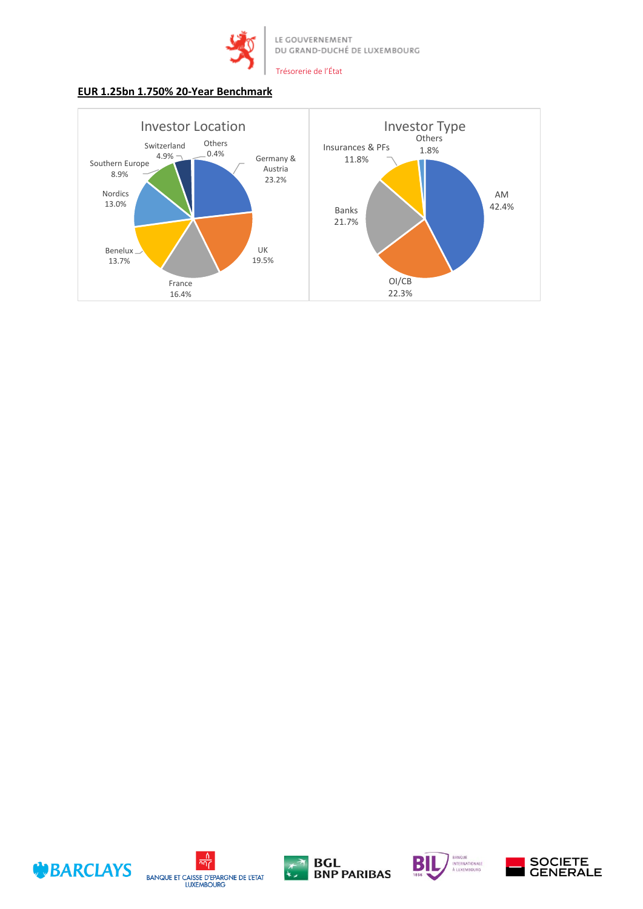**EUR 1.25bn 1.750% 20-Year Benchmark**

Investor Location

Germany & Austria 23.2%
UK 19.5%
France 16.4%
Benelux 13.7%
Nordics 13.0%
Southern Europe 8.9%
Switzerland 4.9%
Others 0.4%

Investor Type

AM 42.4%
OI/CB 22.3%
Banks 21.7%
Insurances & PFs 11.8%
Others 1.8%